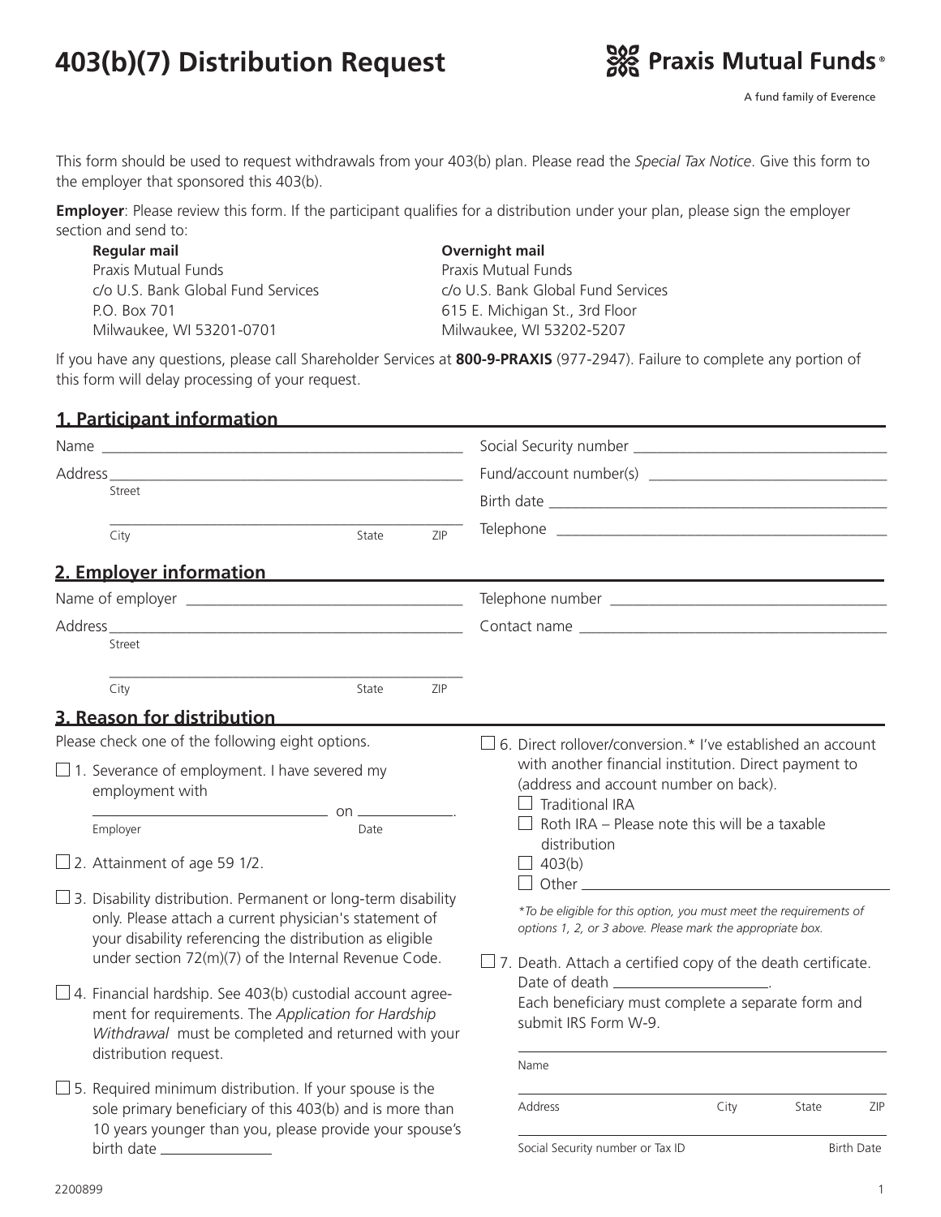# 403(b)(7) Distribution Request

**Praxis Mutual Funds®**

A fund family of Everence

This form should be used to request withdrawals from your 403(b) plan. Please read the *Special Tax Notice*. Give this form to the employer that sponsored this 403(b).

**Employer**: Please review this form. If the participant qualifies for a distribution under your plan, please sign the employer section and send to:

**Regular mail**
Praxis Mutual Funds
c/o U.S. Bank Global Fund Services
P.O. Box 701
Milwaukee, WI 53201-0701

**Overnight mail**
Praxis Mutual Funds
c/o U.S. Bank Global Fund Services
615 E. Michigan St., 3rd Floor
Milwaukee, WI 53202-5207

If you have any questions, please call Shareholder Services at **800-9-PRAXIS** (977-2947). Failure to complete any portion of this form will delay processing of your request.

## 1. Participant information

Name ______________________________

Address ______________________________
Street

______________________________
City State ZIP

Social Security number ______________________________

Fund/account number(s) ______________________________

Birth date ______________________________

Telephone ______________________________

## 2. Employer information

Name of employer ______________________________

Address ______________________________
Street

______________________________
City State ZIP

Telephone number ______________________________

Contact name ______________________________

## 3. Reason for distribution

Please check one of the following eight options.

☐ 1. Severance of employment. I have severed my employment with

______________________ on ____________.
Employer Date

☐ 2. Attainment of age 59 1/2.

☐ 3. Disability distribution. Permanent or long-term disability only. Please attach a current physician's statement of your disability referencing the distribution as eligible under section 72(m)(7) of the Internal Revenue Code.

☐ 4. Financial hardship. See 403(b) custodial account agreement for requirements. The *Application for Hardship Withdrawal* must be completed and returned with your distribution request.

☐ 5. Required minimum distribution. If your spouse is the sole primary beneficiary of this 403(b) and is more than 10 years younger than you, please provide your spouse's birth date ____________

☐ 6. Direct rollover/conversion.* I've established an account with another financial institution. Direct payment to (address and account number on back).

- ☐ Traditional IRA
- ☐ Roth IRA – Please note this will be a taxable distribution
- ☐ 403(b)
- ☐ Other ______________________

*\*To be eligible for this option, you must meet the requirements of options 1, 2, or 3 above. Please mark the appropriate box.*

☐ 7. Death. Attach a certified copy of the death certificate. Date of death ____________.
Each beneficiary must complete a separate form and submit IRS Form W-9.

______________________________
Name

______________________________
Address City State ZIP

______________________________
Social Security number or Tax ID Birth Date

2200899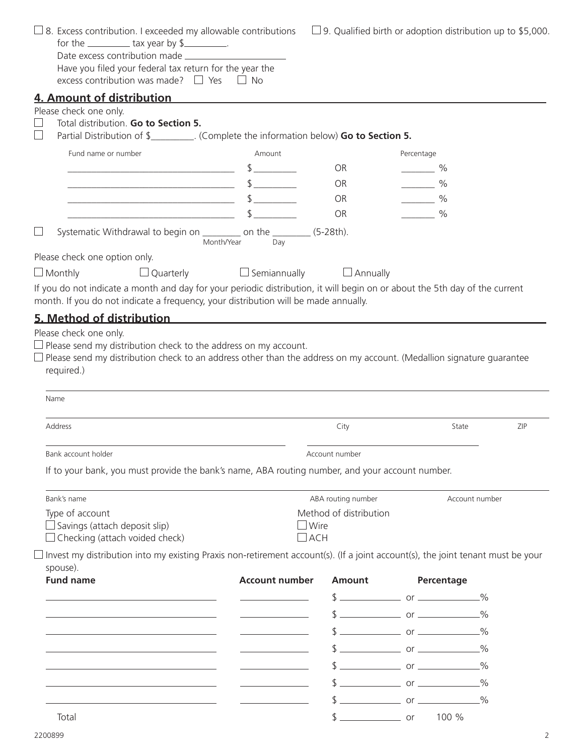☐ 8. Excess contribution. I exceeded my allowable contributions for the _________ tax year by $_________.
Date excess contribution made ____________________
Have you filed your federal tax return for the year the excess contribution was made? ☐ Yes ☐ No

☐ 9. Qualified birth or adoption distribution up to $5,000.

## 4. Amount of distribution

Please check one only.

☐ Total distribution. **Go to Section 5.**

☐ Partial Distribution of $_________. (Complete the information below) **Go to Section 5.**

| Fund name or number | Amount | | Percentage |
|---|---|---|---|
| ___________________________ | $ _________ | OR | _______ % |
| ___________________________ | $ _________ | OR | _______ % |
| ___________________________ | $ _________ | OR | _______ % |
| ___________________________ | $ _________ | OR | _______ % |

☐ Systematic Withdrawal to begin on ________ (Month/Year) on the ________ (Day) (5-28th).

Please check one option only.

☐ Monthly ☐ Quarterly ☐ Semiannually ☐ Annually

If you do not indicate a month and day for your periodic distribution, it will begin on or about the 5th day of the current month. If you do not indicate a frequency, your distribution will be made annually.

## 5. Method of distribution

Please check one only.

☐ Please send my distribution check to the address on my account.

☐ Please send my distribution check to an address other than the address on my account. (Medallion signature guarantee required.)

Name ____________________________________________

Address ____________________ City ____________ State ______ ZIP ______

Bank account holder ____________________ Account number ____________________

If to your bank, you must provide the bank's name, ABA routing number, and your account number.

Bank's name ____________________ ABA routing number ____________ Account number ____________

Type of account
☐ Savings (attach deposit slip)
☐ Checking (attach voided check)

Method of distribution
☐ Wire
☐ ACH

☐ Invest my distribution into my existing Praxis non-retirement account(s). (If a joint account(s), the joint tenant must be your spouse).

| Fund name | Account number | Amount | Percentage |
|---|---|---|---|
| | | $ ____________ | or ____________% |
| | | $ ____________ | or ____________% |
| | | $ ____________ | or ____________% |
| | | $ ____________ | or ____________% |
| | | $ ____________ | or ____________% |
| | | $ ____________ | or ____________% |
| | | $ ____________ | or ____________% |
| Total | | $ ____________ | or 100 % |

2200899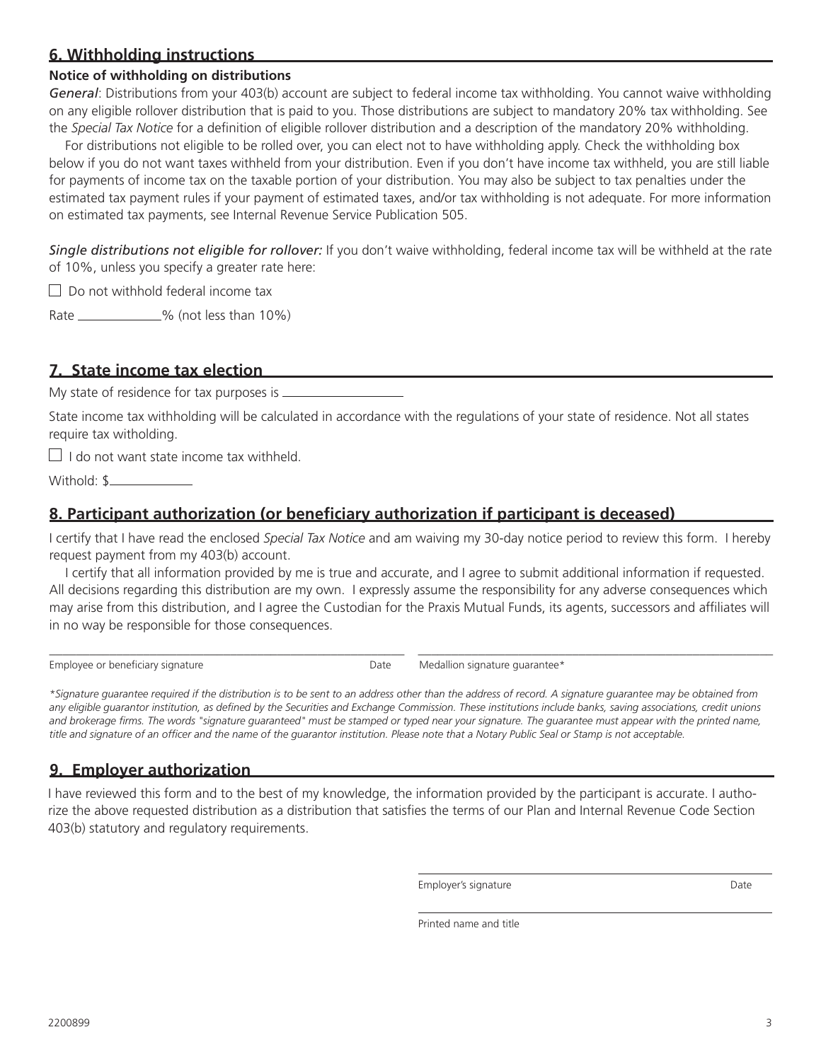## 6. Withholding instructions

**Notice of withholding on distributions**

*General*: Distributions from your 403(b) account are subject to federal income tax withholding. You cannot waive withholding on any eligible rollover distribution that is paid to you. Those distributions are subject to mandatory 20% tax withholding. See the *Special Tax Notice* for a definition of eligible rollover distribution and a description of the mandatory 20% withholding.

For distributions not eligible to be rolled over, you can elect not to have withholding apply. Check the withholding box below if you do not want taxes withheld from your distribution. Even if you don't have income tax withheld, you are still liable for payments of income tax on the taxable portion of your distribution. You may also be subject to tax penalties under the estimated tax payment rules if your payment of estimated taxes, and/or tax withholding is not adequate. For more information on estimated tax payments, see Internal Revenue Service Publication 505.

*Single distributions not eligible for rollover:* If you don't waive withholding, federal income tax will be withheld at the rate of 10%, unless you specify a greater rate here:

☐ Do not withhold federal income tax

Rate ____________% (not less than 10%)

## 7. State income tax election

My state of residence for tax purposes is ________________

State income tax withholding will be calculated in accordance with the regulations of your state of residence. Not all states require tax witholding.

☐ I do not want state income tax withheld.

Withold: $____________

## 8. Participant authorization (or beneficiary authorization if participant is deceased)

I certify that I have read the enclosed *Special Tax Notice* and am waiving my 30-day notice period to review this form. I hereby request payment from my 403(b) account.

I certify that all information provided by me is true and accurate, and I agree to submit additional information if requested. All decisions regarding this distribution are my own. I expressly assume the responsibility for any adverse consequences which may arise from this distribution, and I agree the Custodian for the Praxis Mutual Funds, its agents, successors and affiliates will in no way be responsible for those consequences.

________________________________________ ________________________________________

Employee or beneficiary signature Date Medallion signature guarantee*

*\*Signature guarantee required if the distribution is to be sent to an address other than the address of record. A signature guarantee may be obtained from any eligible guarantor institution, as defined by the Securities and Exchange Commission. These institutions include banks, saving associations, credit unions and brokerage firms. The words "signature guaranteed" must be stamped or typed near your signature. The guarantee must appear with the printed name, title and signature of an officer and the name of the guarantor institution. Please note that a Notary Public Seal or Stamp is not acceptable.*

## 9. Employer authorization

I have reviewed this form and to the best of my knowledge, the information provided by the participant is accurate. I authorize the above requested distribution as a distribution that satisfies the terms of our Plan and Internal Revenue Code Section 403(b) statutory and regulatory requirements.

________________________________________

Employer's signature Date

________________________________________

Printed name and title

2200899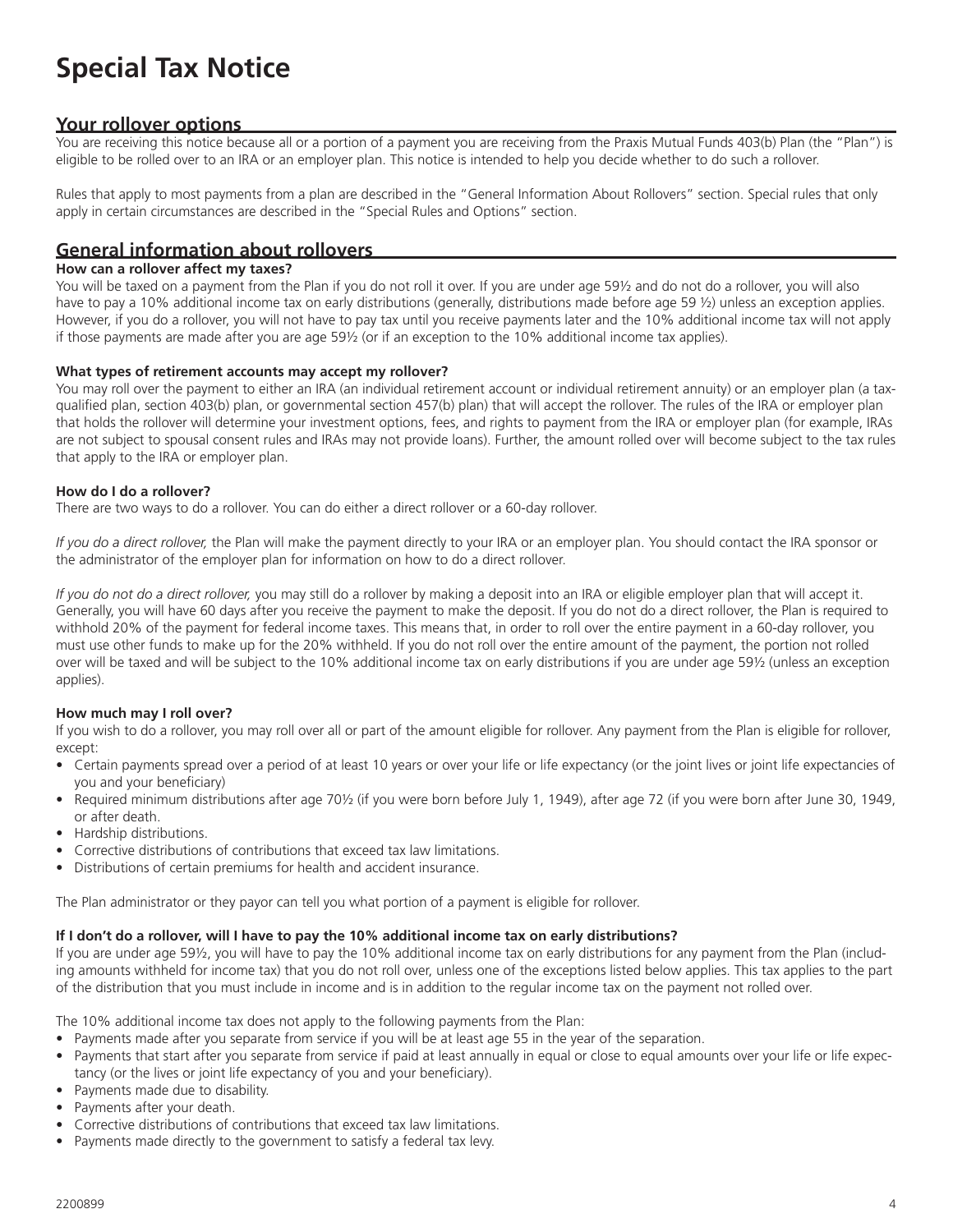# Special Tax Notice

## Your rollover options

You are receiving this notice because all or a portion of a payment you are receiving from the Praxis Mutual Funds 403(b) Plan (the "Plan") is eligible to be rolled over to an IRA or an employer plan. This notice is intended to help you decide whether to do such a rollover.

Rules that apply to most payments from a plan are described in the "General Information About Rollovers" section. Special rules that only apply in certain circumstances are described in the "Special Rules and Options" section.

## General information about rollovers

**How can a rollover affect my taxes?**

You will be taxed on a payment from the Plan if you do not roll it over. If you are under age 59½ and do not do a rollover, you will also have to pay a 10% additional income tax on early distributions (generally, distributions made before age 59 ½) unless an exception applies. However, if you do a rollover, you will not have to pay tax until you receive payments later and the 10% additional income tax will not apply if those payments are made after you are age 59½ (or if an exception to the 10% additional income tax applies).

**What types of retirement accounts may accept my rollover?**

You may roll over the payment to either an IRA (an individual retirement account or individual retirement annuity) or an employer plan (a tax-qualified plan, section 403(b) plan, or governmental section 457(b) plan) that will accept the rollover. The rules of the IRA or employer plan that holds the rollover will determine your investment options, fees, and rights to payment from the IRA or employer plan (for example, IRAs are not subject to spousal consent rules and IRAs may not provide loans). Further, the amount rolled over will become subject to the tax rules that apply to the IRA or employer plan.

**How do I do a rollover?**

There are two ways to do a rollover. You can do either a direct rollover or a 60-day rollover.

*If you do a direct rollover,* the Plan will make the payment directly to your IRA or an employer plan. You should contact the IRA sponsor or the administrator of the employer plan for information on how to do a direct rollover.

*If you do not do a direct rollover,* you may still do a rollover by making a deposit into an IRA or eligible employer plan that will accept it. Generally, you will have 60 days after you receive the payment to make the deposit. If you do not do a direct rollover, the Plan is required to withhold 20% of the payment for federal income taxes. This means that, in order to roll over the entire payment in a 60-day rollover, you must use other funds to make up for the 20% withheld. If you do not roll over the entire amount of the payment, the portion not rolled over will be taxed and will be subject to the 10% additional income tax on early distributions if you are under age 59½ (unless an exception applies).

**How much may I roll over?**

If you wish to do a rollover, you may roll over all or part of the amount eligible for rollover. Any payment from the Plan is eligible for rollover, except:

- Certain payments spread over a period of at least 10 years or over your life or life expectancy (or the joint lives or joint life expectancies of you and your beneficiary)
- Required minimum distributions after age 70½ (if you were born before July 1, 1949), after age 72 (if you were born after June 30, 1949, or after death.
- Hardship distributions.
- Corrective distributions of contributions that exceed tax law limitations.
- Distributions of certain premiums for health and accident insurance.

The Plan administrator or they payor can tell you what portion of a payment is eligible for rollover.

**If I don't do a rollover, will I have to pay the 10% additional income tax on early distributions?**

If you are under age 59½, you will have to pay the 10% additional income tax on early distributions for any payment from the Plan (including amounts withheld for income tax) that you do not roll over, unless one of the exceptions listed below applies. This tax applies to the part of the distribution that you must include in income and is in addition to the regular income tax on the payment not rolled over.

The 10% additional income tax does not apply to the following payments from the Plan:

- Payments made after you separate from service if you will be at least age 55 in the year of the separation.
- Payments that start after you separate from service if paid at least annually in equal or close to equal amounts over your life or life expectancy (or the lives or joint life expectancy of you and your beneficiary).
- Payments made due to disability.
- Payments after your death.
- Corrective distributions of contributions that exceed tax law limitations.
- Payments made directly to the government to satisfy a federal tax levy.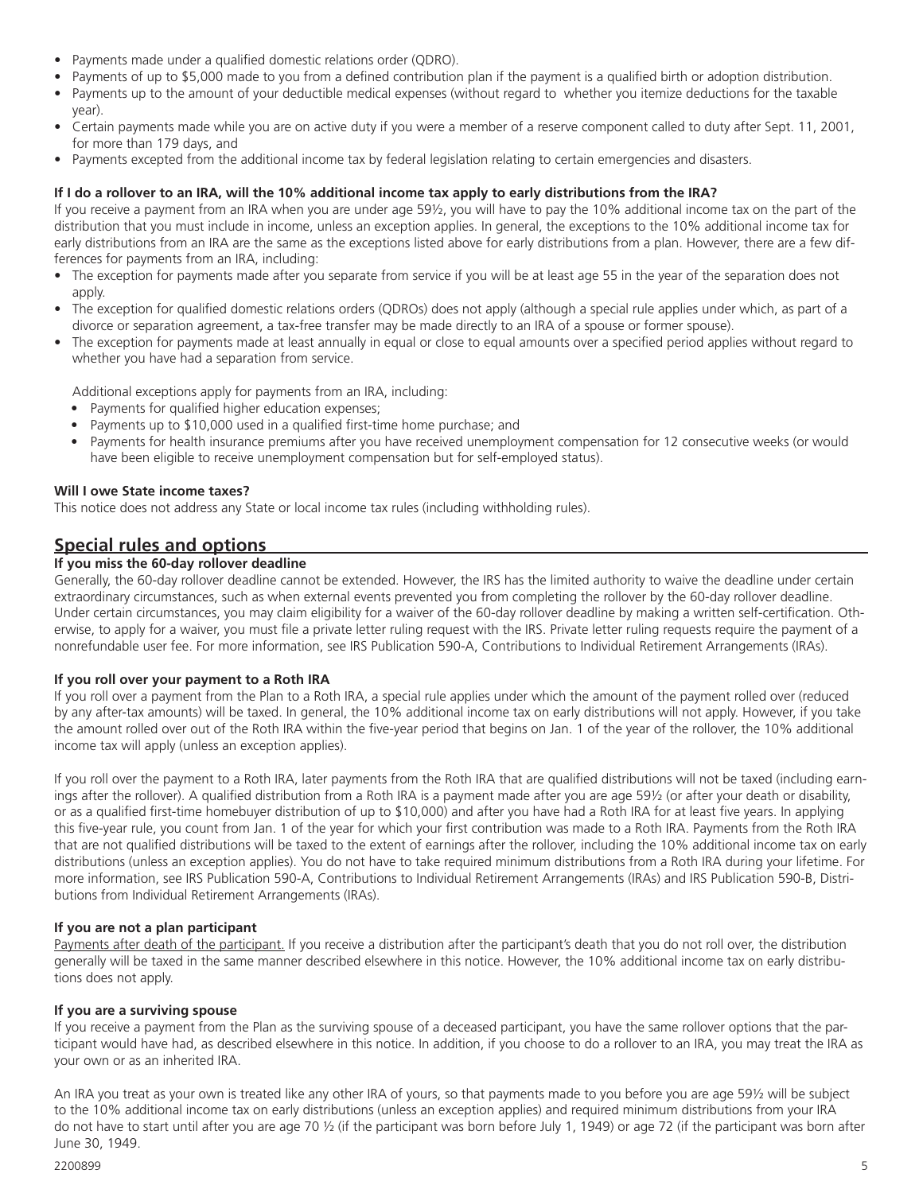- Payments made under a qualified domestic relations order (QDRO).
- Payments of up to $5,000 made to you from a defined contribution plan if the payment is a qualified birth or adoption distribution.
- Payments up to the amount of your deductible medical expenses (without regard to whether you itemize deductions for the taxable year).
- Certain payments made while you are on active duty if you were a member of a reserve component called to duty after Sept. 11, 2001, for more than 179 days, and
- Payments excepted from the additional income tax by federal legislation relating to certain emergencies and disasters.

**If I do a rollover to an IRA, will the 10% additional income tax apply to early distributions from the IRA?**

If you receive a payment from an IRA when you are under age 59½, you will have to pay the 10% additional income tax on the part of the distribution that you must include in income, unless an exception applies. In general, the exceptions to the 10% additional income tax for early distributions from an IRA are the same as the exceptions listed above for early distributions from a plan. However, there are a few differences for payments from an IRA, including:

- The exception for payments made after you separate from service if you will be at least age 55 in the year of the separation does not apply.
- The exception for qualified domestic relations orders (QDROs) does not apply (although a special rule applies under which, as part of a divorce or separation agreement, a tax-free transfer may be made directly to an IRA of a spouse or former spouse).
- The exception for payments made at least annually in equal or close to equal amounts over a specified period applies without regard to whether you have had a separation from service.

  Additional exceptions apply for payments from an IRA, including:
  - Payments for qualified higher education expenses;
  - Payments up to $10,000 used in a qualified first-time home purchase; and
  - Payments for health insurance premiums after you have received unemployment compensation for 12 consecutive weeks (or would have been eligible to receive unemployment compensation but for self-employed status).

**Will I owe State income taxes?**

This notice does not address any State or local income tax rules (including withholding rules).

## Special rules and options

**If you miss the 60-day rollover deadline**

Generally, the 60-day rollover deadline cannot be extended. However, the IRS has the limited authority to waive the deadline under certain extraordinary circumstances, such as when external events prevented you from completing the rollover by the 60-day rollover deadline. Under certain circumstances, you may claim eligibility for a waiver of the 60-day rollover deadline by making a written self-certification. Otherwise, to apply for a waiver, you must file a private letter ruling request with the IRS. Private letter ruling requests require the payment of a nonrefundable user fee. For more information, see IRS Publication 590-A, Contributions to Individual Retirement Arrangements (IRAs).

**If you roll over your payment to a Roth IRA**

If you roll over a payment from the Plan to a Roth IRA, a special rule applies under which the amount of the payment rolled over (reduced by any after-tax amounts) will be taxed. In general, the 10% additional income tax on early distributions will not apply. However, if you take the amount rolled over out of the Roth IRA within the five-year period that begins on Jan. 1 of the year of the rollover, the 10% additional income tax will apply (unless an exception applies).

If you roll over the payment to a Roth IRA, later payments from the Roth IRA that are qualified distributions will not be taxed (including earnings after the rollover). A qualified distribution from a Roth IRA is a payment made after you are age 59½ (or after your death or disability, or as a qualified first-time homebuyer distribution of up to $10,000) and after you have had a Roth IRA for at least five years. In applying this five-year rule, you count from Jan. 1 of the year for which your first contribution was made to a Roth IRA. Payments from the Roth IRA that are not qualified distributions will be taxed to the extent of earnings after the rollover, including the 10% additional income tax on early distributions (unless an exception applies). You do not have to take required minimum distributions from a Roth IRA during your lifetime. For more information, see IRS Publication 590-A, Contributions to Individual Retirement Arrangements (IRAs) and IRS Publication 590-B, Distributions from Individual Retirement Arrangements (IRAs).

**If you are not a plan participant**

Payments after death of the participant. If you receive a distribution after the participant's death that you do not roll over, the distribution generally will be taxed in the same manner described elsewhere in this notice. However, the 10% additional income tax on early distributions does not apply.

**If you are a surviving spouse**

If you receive a payment from the Plan as the surviving spouse of a deceased participant, you have the same rollover options that the participant would have had, as described elsewhere in this notice. In addition, if you choose to do a rollover to an IRA, you may treat the IRA as your own or as an inherited IRA.

An IRA you treat as your own is treated like any other IRA of yours, so that payments made to you before you are age 59½ will be subject to the 10% additional income tax on early distributions (unless an exception applies) and required minimum distributions from your IRA do not have to start until after you are age 70 ½ (if the participant was born before July 1, 1949) or age 72 (if the participant was born after June 30, 1949.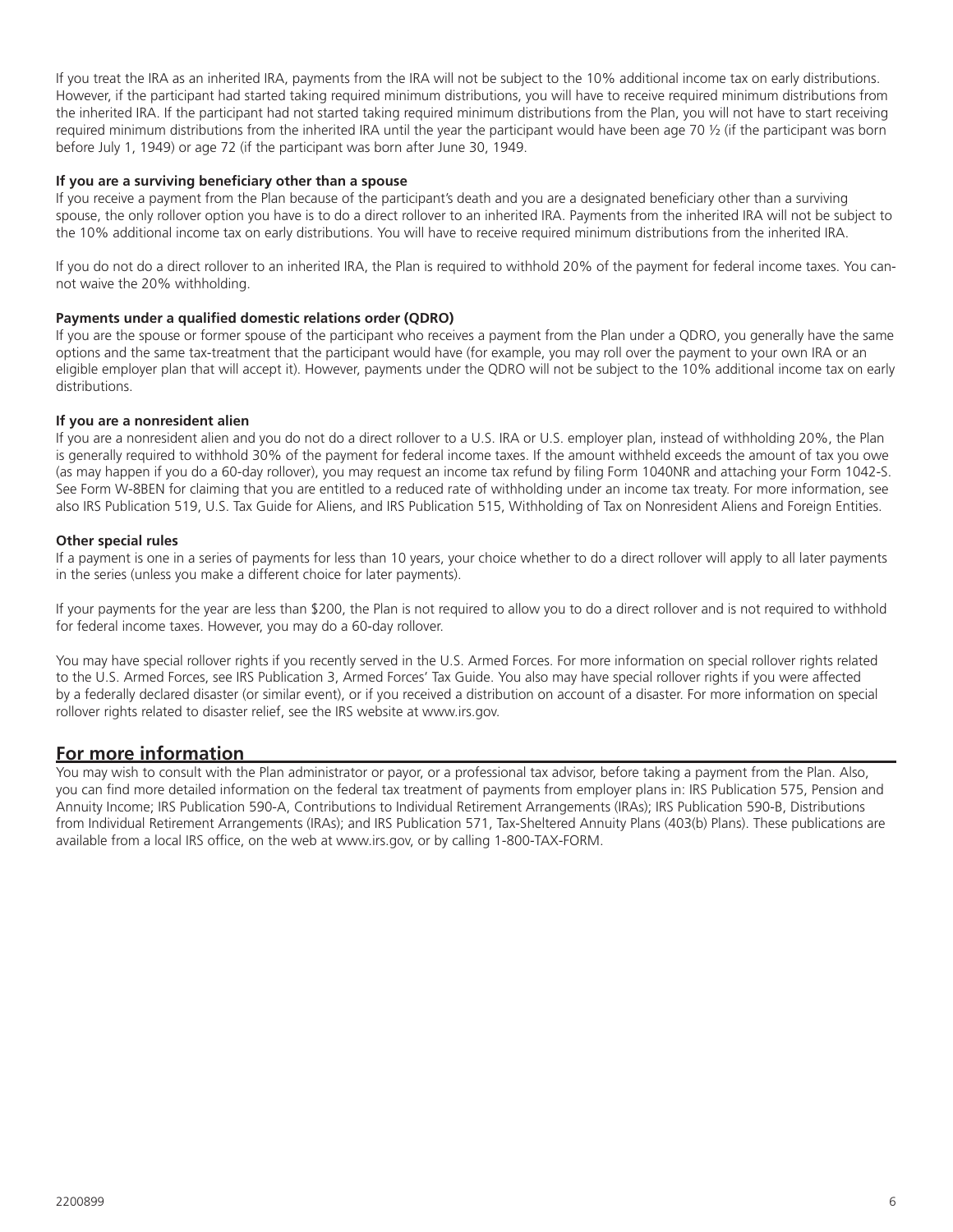If you treat the IRA as an inherited IRA, payments from the IRA will not be subject to the 10% additional income tax on early distributions. However, if the participant had started taking required minimum distributions, you will have to receive required minimum distributions from the inherited IRA. If the participant had not started taking required minimum distributions from the Plan, you will not have to start receiving required minimum distributions from the inherited IRA until the year the participant would have been age 70 ½ (if the participant was born before July 1, 1949) or age 72 (if the participant was born after June 30, 1949.

**If you are a surviving beneficiary other than a spouse**

If you receive a payment from the Plan because of the participant's death and you are a designated beneficiary other than a surviving spouse, the only rollover option you have is to do a direct rollover to an inherited IRA. Payments from the inherited IRA will not be subject to the 10% additional income tax on early distributions. You will have to receive required minimum distributions from the inherited IRA.

If you do not do a direct rollover to an inherited IRA, the Plan is required to withhold 20% of the payment for federal income taxes. You cannot waive the 20% withholding.

**Payments under a qualified domestic relations order (QDRO)**

If you are the spouse or former spouse of the participant who receives a payment from the Plan under a QDRO, you generally have the same options and the same tax-treatment that the participant would have (for example, you may roll over the payment to your own IRA or an eligible employer plan that will accept it). However, payments under the QDRO will not be subject to the 10% additional income tax on early distributions.

**If you are a nonresident alien**

If you are a nonresident alien and you do not do a direct rollover to a U.S. IRA or U.S. employer plan, instead of withholding 20%, the Plan is generally required to withhold 30% of the payment for federal income taxes. If the amount withheld exceeds the amount of tax you owe (as may happen if you do a 60-day rollover), you may request an income tax refund by filing Form 1040NR and attaching your Form 1042-S. See Form W-8BEN for claiming that you are entitled to a reduced rate of withholding under an income tax treaty. For more information, see also IRS Publication 519, U.S. Tax Guide for Aliens, and IRS Publication 515, Withholding of Tax on Nonresident Aliens and Foreign Entities.

**Other special rules**

If a payment is one in a series of payments for less than 10 years, your choice whether to do a direct rollover will apply to all later payments in the series (unless you make a different choice for later payments).

If your payments for the year are less than $200, the Plan is not required to allow you to do a direct rollover and is not required to withhold for federal income taxes. However, you may do a 60-day rollover.

You may have special rollover rights if you recently served in the U.S. Armed Forces. For more information on special rollover rights related to the U.S. Armed Forces, see IRS Publication 3, Armed Forces' Tax Guide. You also may have special rollover rights if you were affected by a federally declared disaster (or similar event), or if you received a distribution on account of a disaster. For more information on special rollover rights related to disaster relief, see the IRS website at www.irs.gov.

## For more information

You may wish to consult with the Plan administrator or payor, or a professional tax advisor, before taking a payment from the Plan. Also, you can find more detailed information on the federal tax treatment of payments from employer plans in: IRS Publication 575, Pension and Annuity Income; IRS Publication 590-A, Contributions to Individual Retirement Arrangements (IRAs); IRS Publication 590-B, Distributions from Individual Retirement Arrangements (IRAs); and IRS Publication 571, Tax-Sheltered Annuity Plans (403(b) Plans). These publications are available from a local IRS office, on the web at www.irs.gov, or by calling 1-800-TAX-FORM.

2200899